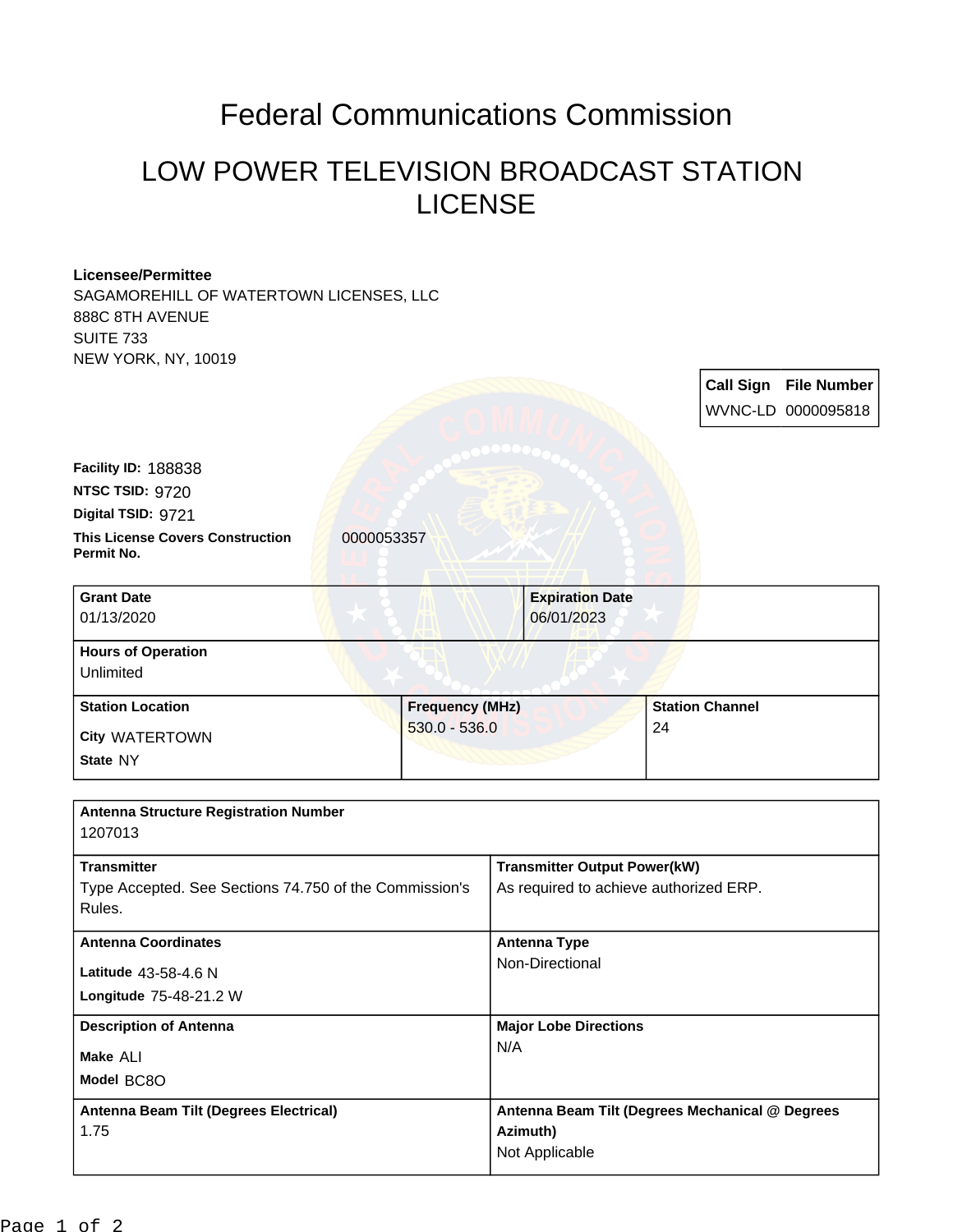# Federal Communications Commission

## LOW POWER TELEVISION BROADCAST STATION LICENSE

**Licensee/Permittee**
SAGAMOREHILL OF WATERTOWN LICENSES, LLC
888C 8TH AVENUE
SUITE 733
NEW YORK, NY, 10019

| Call Sign | File Number |
|---|---|
| WVNC-LD | 0000095818 |

**Facility ID:** 188838
**NTSC TSID:** 9720
**Digital TSID:** 9721
**This License Covers Construction Permit No.** 0000053357

| Grant Date | Expiration Date |
|---|---|
| 01/13/2020 | 06/01/2023 |

| Hours of Operation |
|---|
| Unlimited |

| Station Location | Frequency (MHz) | Station Channel |
|---|---|---|
| City WATERTOWN<br>State NY | 530.0 - 536.0 | 24 |

| Antenna Structure Registration Number | |
|---|---|
| 1207013 | |
| **Transmitter**<br>Type Accepted. See Sections 74.750 of the Commission's Rules. | **Transmitter Output Power(kW)**<br>As required to achieve authorized ERP. |
| **Antenna Coordinates**<br>Latitude 43-58-4.6 N<br>Longitude 75-48-21.2 W | **Antenna Type**<br>Non-Directional |
| **Description of Antenna**<br>Make ALI<br>Model BC8O | **Major Lobe Directions**<br>N/A |
| **Antenna Beam Tilt (Degrees Electrical)**<br>1.75 | **Antenna Beam Tilt (Degrees Mechanical @ Degrees Azimuth)**<br>Not Applicable |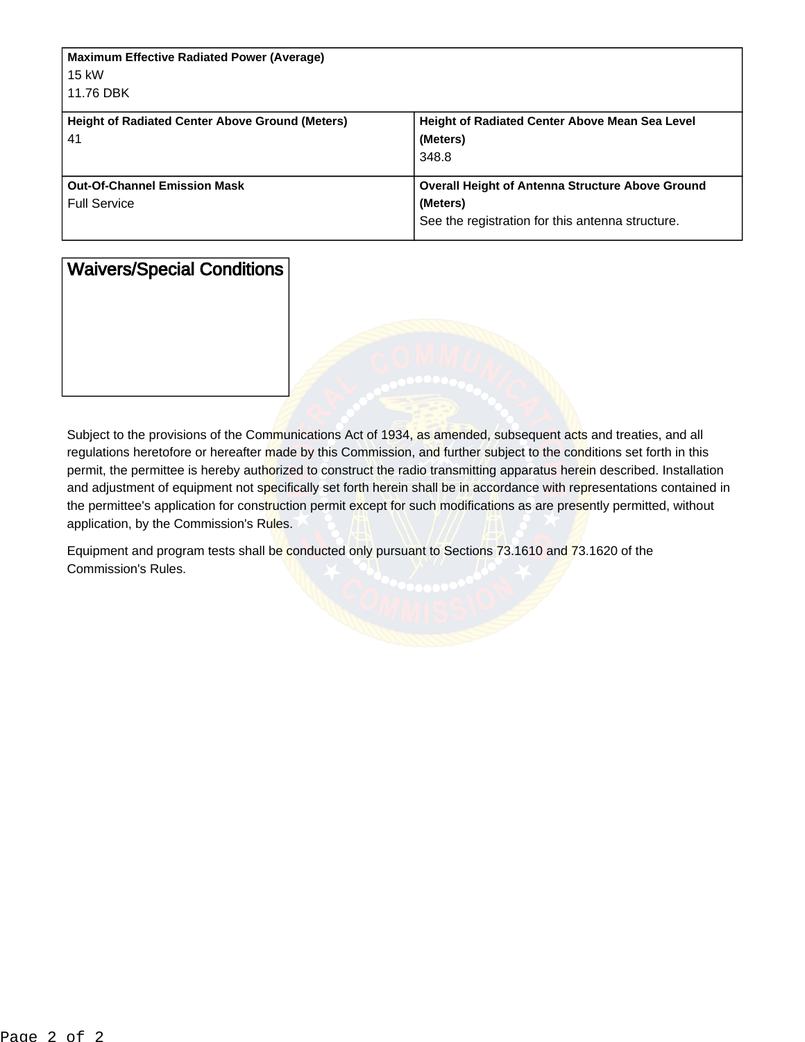| | |
|---|---|
| **Maximum Effective Radiated Power (Average)**<br>15 kW<br>11.76 DBK | |
| **Height of Radiated Center Above Ground (Meters)**<br>41 | **Height of Radiated Center Above Mean Sea Level (Meters)**<br>348.8 |
| **Out-Of-Channel Emission Mask**<br>Full Service | **Overall Height of Antenna Structure Above Ground (Meters)**<br>See the registration for this antenna structure. |

## Waivers/Special Conditions

Subject to the provisions of the Communications Act of 1934, as amended, subsequent acts and treaties, and all regulations heretofore or hereafter made by this Commission, and further subject to the conditions set forth in this permit, the permittee is hereby authorized to construct the radio transmitting apparatus herein described. Installation and adjustment of equipment not specifically set forth herein shall be in accordance with representations contained in the permittee's application for construction permit except for such modifications as are presently permitted, without application, by the Commission's Rules.

Equipment and program tests shall be conducted only pursuant to Sections 73.1610 and 73.1620 of the Commission's Rules.